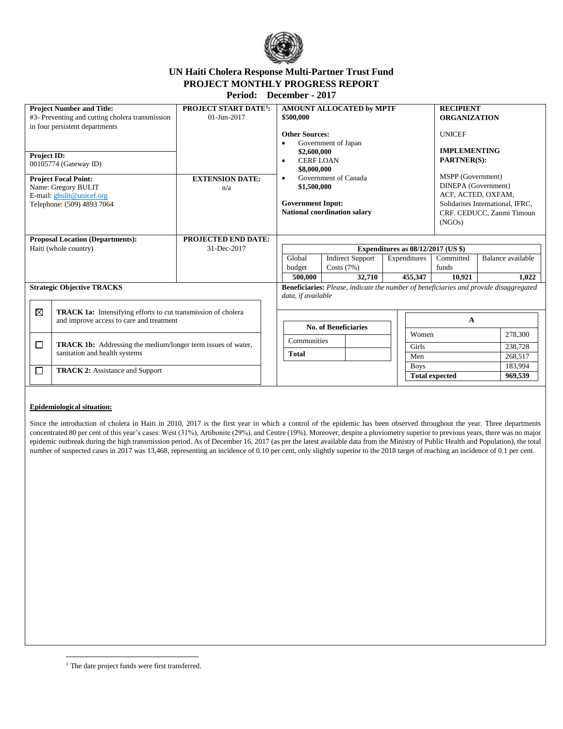# UN Haiti Cholera Response Multi-Partner Trust Fund

## PROJECT MONTHLY PROGRESS REPORT

### Period: December - 2017

| **Project Number and Title:** #3- Preventing and cutting cholera transmission in four persistent departments | **PROJECT START DATE[1]:** 01-Jun-2017 | **AMOUNT ALLOCATED by MPTF** $500,000 | **RECIPIENT ORGANIZATION** UNICEF |
|---|---|---|---|
| **Project ID:** 00105774 (Gateway ID) | | **Other Sources:** • Government of Japan **$2,600,000** • CERF LOAN **$8,000,000** • Government of Canada **$1,500,000** | **IMPLEMENTING PARTNER(S):** MSPP (Government) DINEPA (Government) ACF, ACTED, OXFAM, Solidarites International, IFRC, CRF. CEDUCC, Zanmi Timoun (NGOs) |
| **Project Focal Point:** Name: Gregory BULIT E-mail: gbulit@unicef.org Telephone: (509) 4893 7064 | **EXTENSION DATE:** n/a | **Government Input:** **National coordination salary** | |
| **Proposal Location (Departments):** Haiti (whole country) | **PROJECTED END DATE:** 31-Dec-2017 | | |

**Expenditures as 08/12/2017 (US $)**

| Global budget | Indirect Support Costs (7%) | Expenditures | Committed funds | Balance available |
|---|---|---|---|---|
| **500,000** | **32,710** | **455,347** | **10,921** | **1,022** |

**Strategic Objective TRACKS**

- ☒ **TRACK 1a:** Intensifying efforts to cut transmission of cholera and improve access to care and treatment
- ☐ **TRACK 1b:** Addressing the medium/longer term issues of water, sanitation and health systems
- ☐ **TRACK 2:** Assistance and Support

**Beneficiaries:** *Please, indicate the number of beneficiaries and provide disaggregated data, if available*

| No. of Beneficiaries | |
|---|---|
| Communities | |
| **Total** | |

| A | |
|---|---|
| Women | 278,300 |
| Girls | 238,728 |
| Men | 268,517 |
| Boys | 183,994 |
| **Total expected** | **969,539** |

**Epidemiological situation:**

Since the introduction of cholera in Haiti in 2010, 2017 is the first year in which a control of the epidemic has been observed throughout the year. Three departments concentrated 80 per cent of this year's cases: West (31%), Artibonite (29%), and Centre (19%). Moreover, despite a pluviometry superior to previous years, there was no major epidemic outbreak during the high transmission period. As of December 16, 2017 (as per the latest available data from the Ministry of Public Health and Population), the total number of suspected cases in 2017 was 13,468, representing an incidence of 0.10 per cent, only slightly superior to the 2018 target of reaching an incidence of 0.1 per cent.

[1] The date project funds were first transferred.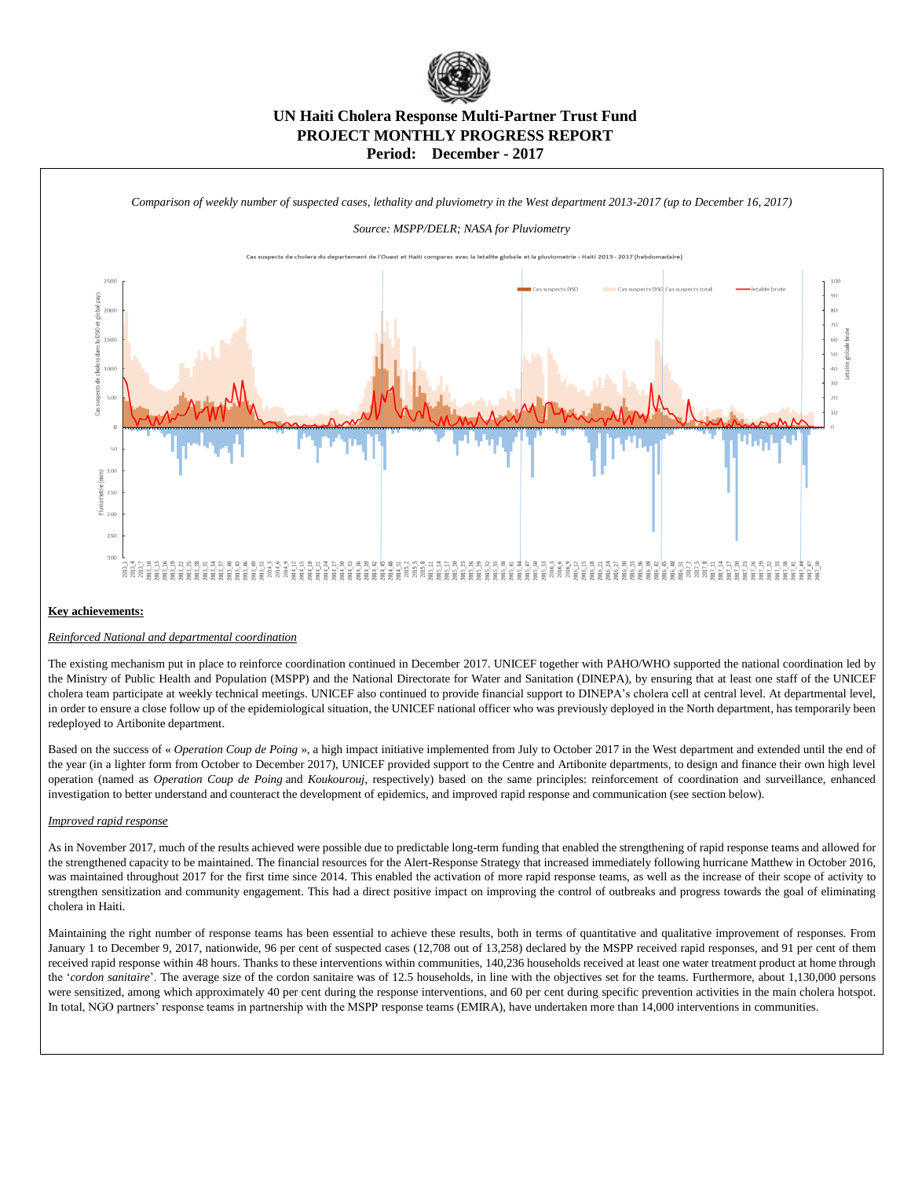# UN Haiti Cholera Response Multi-Partner Trust Fund
# PROJECT MONTHLY PROGRESS REPORT
# Period: December - 2017

*Comparison of weekly number of suspected cases, lethality and pluviometry in the West department 2013-2017 (up to December 16, 2017)*

*Source: MSPP/DELR; NASA for Pluviometry*

**Key achievements:**

*Reinforced National and departmental coordination*

The existing mechanism put in place to reinforce coordination continued in December 2017. UNICEF together with PAHO/WHO supported the national coordination led by the Ministry of Public Health and Population (MSPP) and the National Directorate for Water and Sanitation (DINEPA), by ensuring that at least one staff of the UNICEF cholera team participate at weekly technical meetings. UNICEF also continued to provide financial support to DINEPA's cholera cell at central level. At departmental level, in order to ensure a close follow up of the epidemiological situation, the UNICEF national officer who was previously deployed in the North department, has temporarily been redeployed to Artibonite department.

Based on the success of « *Operation Coup de Poing* », a high impact initiative implemented from July to October 2017 in the West department and extended until the end of the year (in a lighter form from October to December 2017), UNICEF provided support to the Centre and Artibonite departments, to design and finance their own high level operation (named as *Operation Coup de Poing* and *Koukourouj*, respectively) based on the same principles: reinforcement of coordination and surveillance, enhanced investigation to better understand and counteract the development of epidemics, and improved rapid response and communication (see section below).

*Improved rapid response*

As in November 2017, much of the results achieved were possible due to predictable long-term funding that enabled the strengthening of rapid response teams and allowed for the strengthened capacity to be maintained. The financial resources for the Alert-Response Strategy that increased immediately following hurricane Matthew in October 2016, was maintained throughout 2017 for the first time since 2014. This enabled the activation of more rapid response teams, as well as the increase of their scope of activity to strengthen sensitization and community engagement. This had a direct positive impact on improving the control of outbreaks and progress towards the goal of eliminating cholera in Haiti.

Maintaining the right number of response teams has been essential to achieve these results, both in terms of quantitative and qualitative improvement of responses. From January 1 to December 9, 2017, nationwide, 96 per cent of suspected cases (12,708 out of 13,258) declared by the MSPP received rapid responses, and 91 per cent of them received rapid response within 48 hours. Thanks to these interventions within communities, 140,236 households received at least one water treatment product at home through the '*cordon sanitaire*'. The average size of the cordon sanitaire was of 12.5 households, in line with the objectives set for the teams. Furthermore, about 1,130,000 persons were sensitized, among which approximately 40 per cent during the response interventions, and 60 per cent during specific prevention activities in the main cholera hotspot. In total, NGO partners' response teams in partnership with the MSPP response teams (EMIRA), have undertaken more than 14,000 interventions in communities.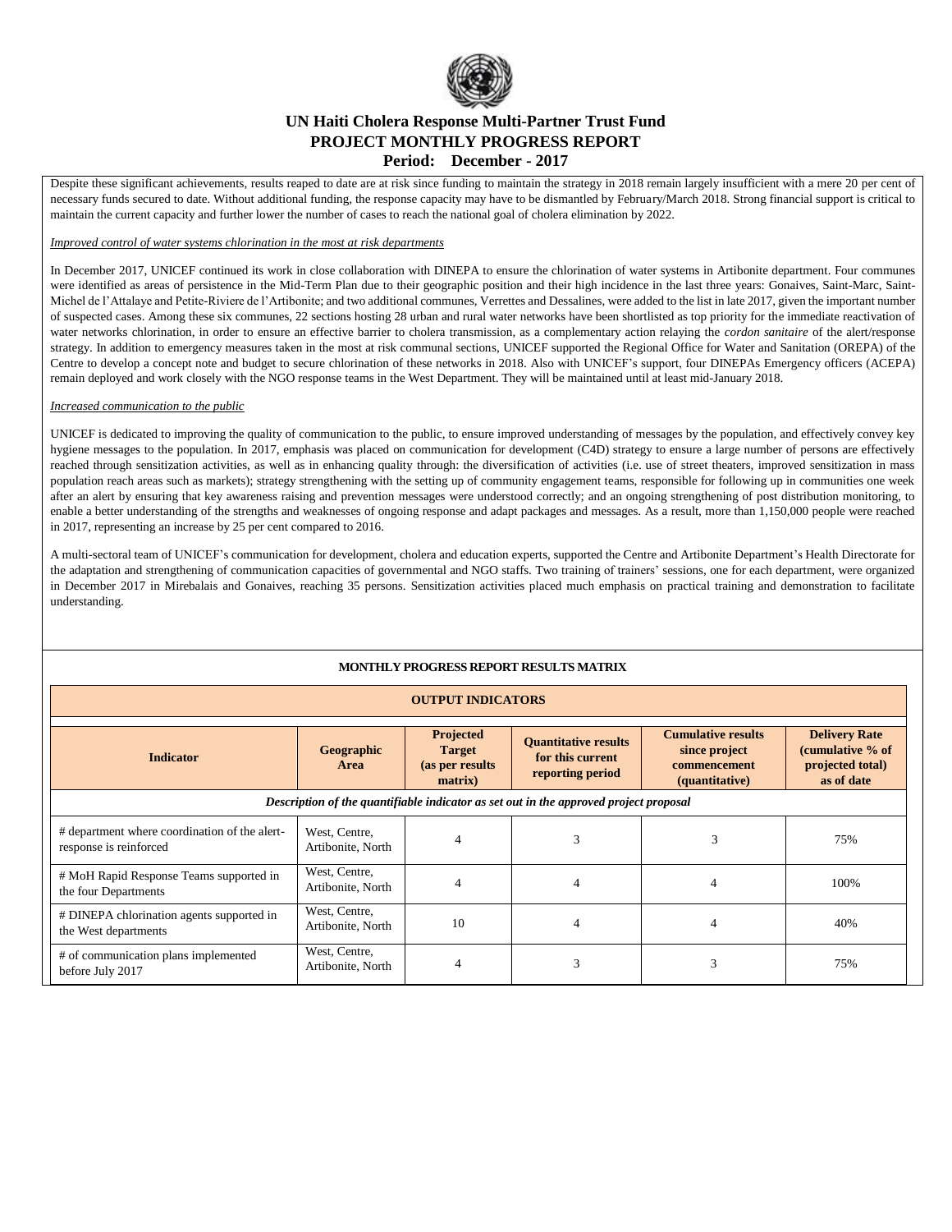# UN Haiti Cholera Response Multi-Partner Trust Fund
## PROJECT MONTHLY PROGRESS REPORT
### Period: December - 2017

Despite these significant achievements, results reaped to date are at risk since funding to maintain the strategy in 2018 remain largely insufficient with a mere 20 per cent of necessary funds secured to date. Without additional funding, the response capacity may have to be dismantled by February/March 2018. Strong financial support is critical to maintain the current capacity and further lower the number of cases to reach the national goal of cholera elimination by 2022.

*Improved control of water systems chlorination in the most at risk departments*

In December 2017, UNICEF continued its work in close collaboration with DINEPA to ensure the chlorination of water systems in Artibonite department. Four communes were identified as areas of persistence in the Mid-Term Plan due to their geographic position and their high incidence in the last three years: Gonaives, Saint-Marc, Saint-Michel de l'Attalaye and Petite-Riviere de l'Artibonite; and two additional communes, Verrettes and Dessalines, were added to the list in late 2017, given the important number of suspected cases. Among these six communes, 22 sections hosting 28 urban and rural water networks have been shortlisted as top priority for the immediate reactivation of water networks chlorination, in order to ensure an effective barrier to cholera transmission, as a complementary action relaying the *cordon sanitaire* of the alert/response strategy. In addition to emergency measures taken in the most at risk communal sections, UNICEF supported the Regional Office for Water and Sanitation (OREPA) of the Centre to develop a concept note and budget to secure chlorination of these networks in 2018. Also with UNICEF's support, four DINEPAs Emergency officers (ACEPA) remain deployed and work closely with the NGO response teams in the West Department. They will be maintained until at least mid-January 2018.

*Increased communication to the public*

UNICEF is dedicated to improving the quality of communication to the public, to ensure improved understanding of messages by the population, and effectively convey key hygiene messages to the population. In 2017, emphasis was placed on communication for development (C4D) strategy to ensure a large number of persons are effectively reached through sensitization activities, as well as in enhancing quality through: the diversification of activities (i.e. use of street theaters, improved sensitization in mass population reach areas such as markets); strategy strengthening with the setting up of community engagement teams, responsible for following up in communities one week after an alert by ensuring that key awareness raising and prevention messages were understood correctly; and an ongoing strengthening of post distribution monitoring, to enable a better understanding of the strengths and weaknesses of ongoing response and adapt packages and messages. As a result, more than 1,150,000 people were reached in 2017, representing an increase by 25 per cent compared to 2016.

A multi-sectoral team of UNICEF's communication for development, cholera and education experts, supported the Centre and Artibonite Department's Health Directorate for the adaptation and strengthening of communication capacities of governmental and NGO staffs. Two training of trainers' sessions, one for each department, were organized in December 2017 in Mirebalais and Gonaives, reaching 35 persons. Sensitization activities placed much emphasis on practical training and demonstration to facilitate understanding.

**MONTHLY PROGRESS REPORT RESULTS MATRIX**

**OUTPUT INDICATORS**

| Indicator | Geographic Area | Projected Target (as per results matrix) | Quantitative results for this current reporting period | Cumulative results since project commencement (quantitative) | Delivery Rate (cumulative % of projected total) as of date |
|---|---|---|---|---|---|
| *Description of the quantifiable indicator as set out in the approved project proposal* | | | | | |
| # department where coordination of the alert-response is reinforced | West, Centre, Artibonite, North | 4 | 3 | 3 | 75% |
| # MoH Rapid Response Teams supported in the four Departments | West, Centre, Artibonite, North | 4 | 4 | 4 | 100% |
| # DINEPA chlorination agents supported in the West departments | West, Centre, Artibonite, North | 10 | 4 | 4 | 40% |
| # of communication plans implemented before July 2017 | West, Centre, Artibonite, North | 4 | 3 | 3 | 75% |